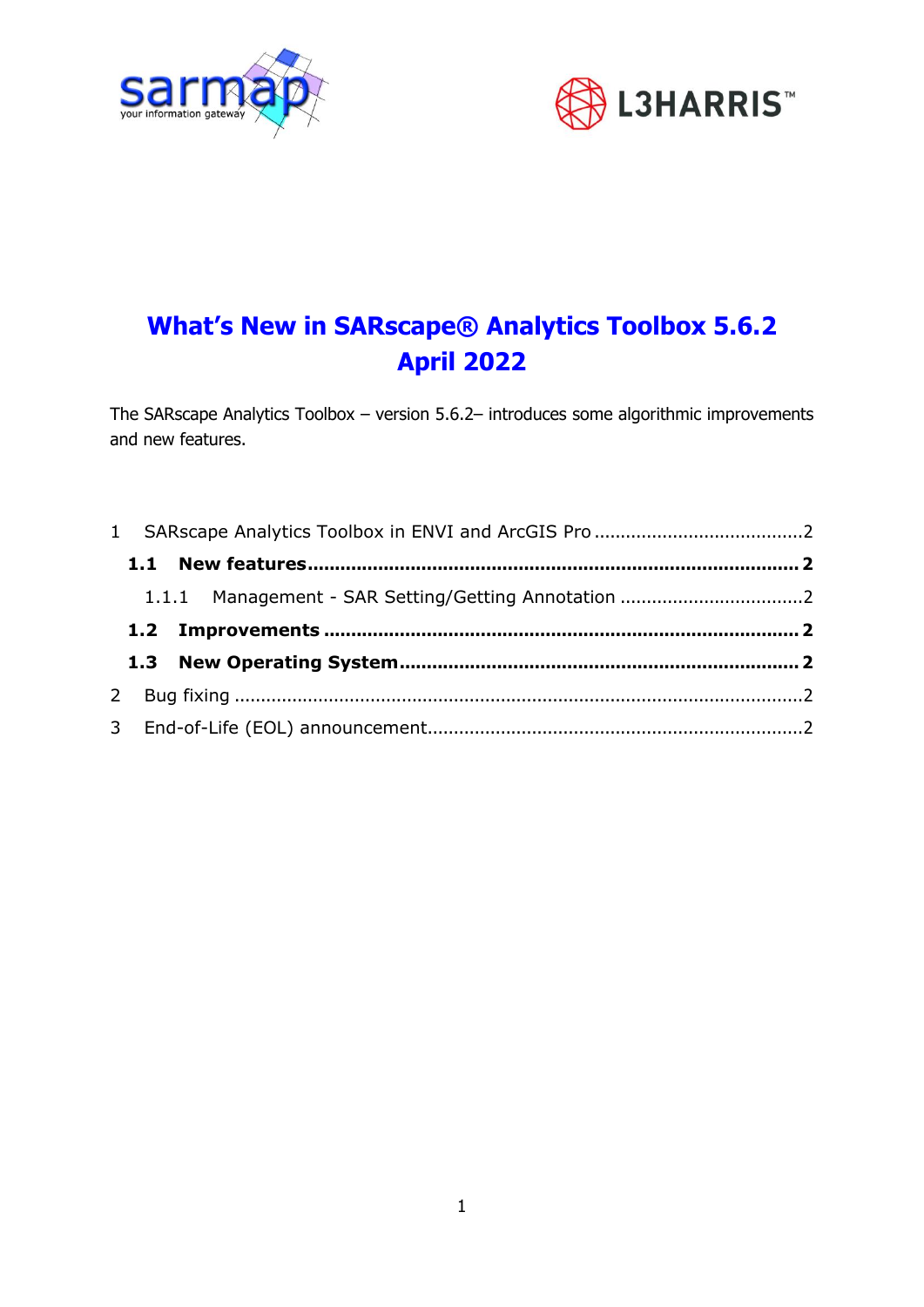# What's New in SARscape® Analytics Toolbox 5.6.2 April 2022

The SARscape Analytics Toolbox – version 5.6.2– introduces some algorithmic improvements and new features.

1 SARscape Analytics Toolbox in ENVI and ArcGIS Pro ....................................... 2

**1.1 New features ......................................................................................... 2**

1.1.1 Management - SAR Setting/Getting Annotation .................................. 2

**1.2 Improvements ..................................................................................... 2**

**1.3 New Operating System ........................................................................ 2**

2 Bug fixing ......................................................................................................... 2

3 End-of-Life (EOL) announcement...................................................................... 2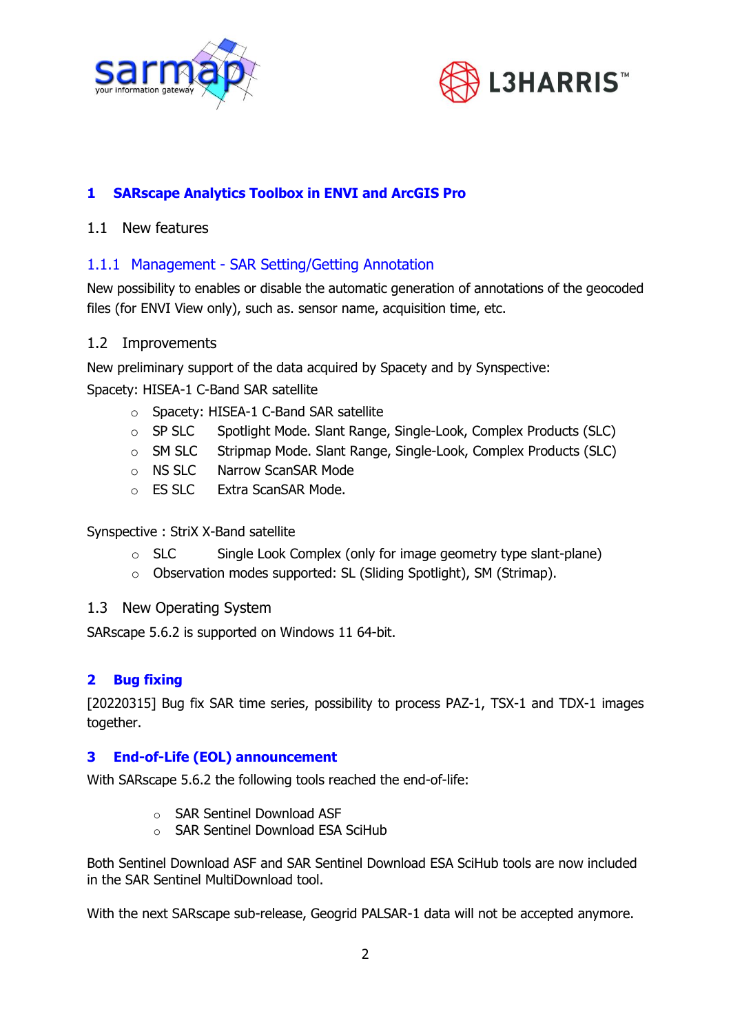# 1 SARscape Analytics Toolbox in ENVI and ArcGIS Pro

## 1.1 New features

### 1.1.1 Management - SAR Setting/Getting Annotation

New possibility to enables or disable the automatic generation of annotations of the geocoded files (for ENVI View only), such as. sensor name, acquisition time, etc.

## 1.2 Improvements

New preliminary support of the data acquired by Spacety and by Synspective:

Spacety: HISEA-1 C-Band SAR satellite

- Spacety: HISEA-1 C-Band SAR satellite
- SP SLC Spotlight Mode. Slant Range, Single-Look, Complex Products (SLC)
- SM SLC Stripmap Mode. Slant Range, Single-Look, Complex Products (SLC)
- NS SLC Narrow ScanSAR Mode
- ES SLC Extra ScanSAR Mode.

Synspective : StriX X-Band satellite

- SLC Single Look Complex (only for image geometry type slant-plane)
- Observation modes supported: SL (Sliding Spotlight), SM (Strimap).

## 1.3 New Operating System

SARscape 5.6.2 is supported on Windows 11 64-bit.

# 2 Bug fixing

[20220315] Bug fix SAR time series, possibility to process PAZ-1, TSX-1 and TDX-1 images together.

# 3 End-of-Life (EOL) announcement

With SARscape 5.6.2 the following tools reached the end-of-life:

- SAR Sentinel Download ASF
- SAR Sentinel Download ESA SciHub

Both Sentinel Download ASF and SAR Sentinel Download ESA SciHub tools are now included in the SAR Sentinel MultiDownload tool.

With the next SARscape sub-release, Geogrid PALSAR-1 data will not be accepted anymore.